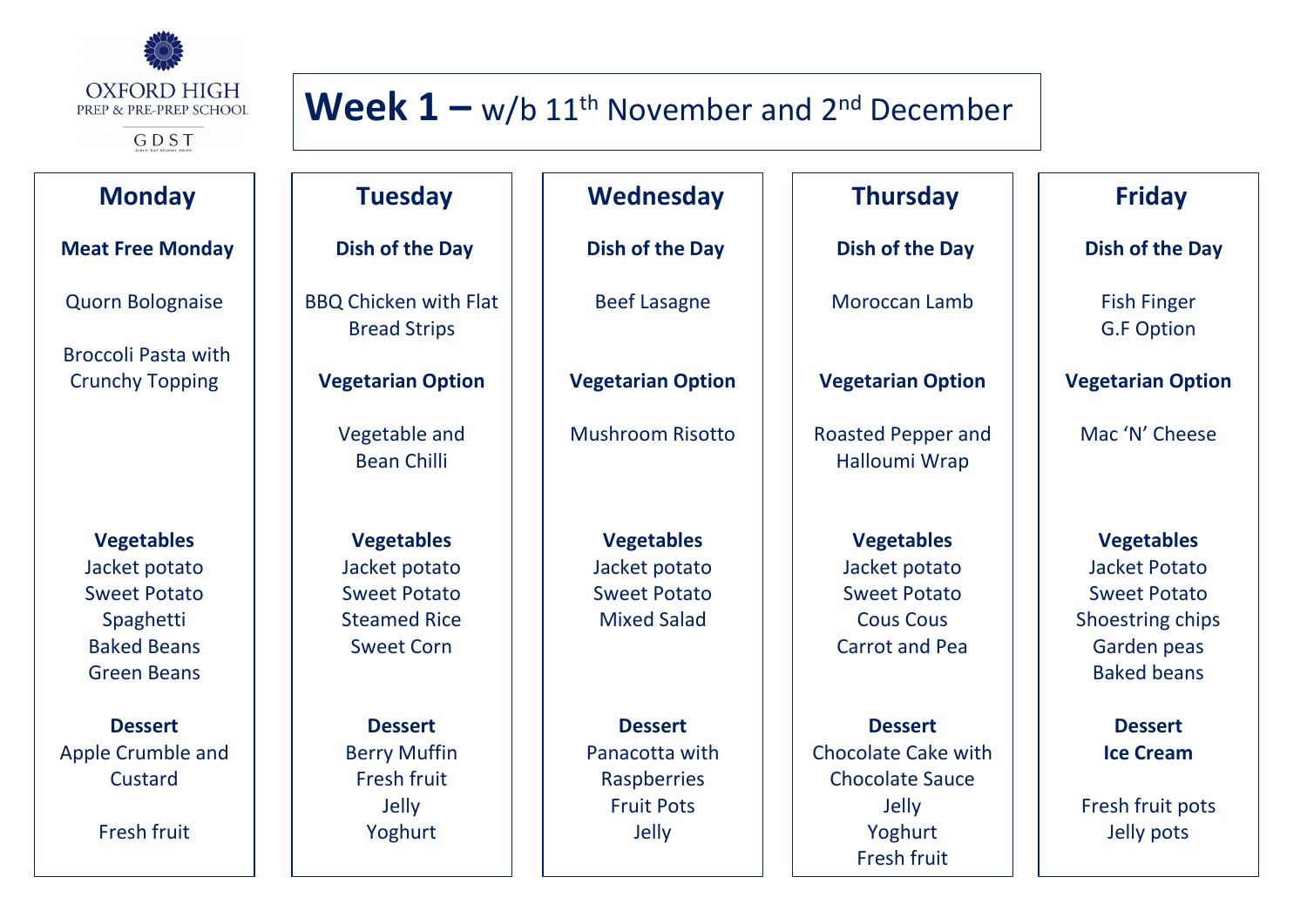OXFORD HIGH
PREP & PRE-PREP SCHOOL
GDST

# Week 1 – w/b 11th November and 2nd December

| Monday | Tuesday | Wednesday | Thursday | Friday |
|---|---|---|---|---|
| **Meat Free Monday** | **Dish of the Day** | **Dish of the Day** | **Dish of the Day** | **Dish of the Day** |
| Quorn Bolognaise | BBQ Chicken with Flat Bread Strips | Beef Lasagne | Moroccan Lamb | Fish Finger G.F Option |
| Broccoli Pasta with Crunchy Topping | **Vegetarian Option** | **Vegetarian Option** | **Vegetarian Option** | **Vegetarian Option** |
| | Vegetable and Bean Chilli | Mushroom Risotto | Roasted Pepper and Halloumi Wrap | Mac 'N' Cheese |
| **Vegetables** | **Vegetables** | **Vegetables** | **Vegetables** | **Vegetables** |
| Jacket potato<br>Sweet Potato<br>Spaghetti<br>Baked Beans<br>Green Beans | Jacket potato<br>Sweet Potato<br>Steamed Rice<br>Sweet Corn | Jacket potato<br>Sweet Potato<br>Mixed Salad | Jacket potato<br>Sweet Potato<br>Cous Cous<br>Carrot and Pea | Jacket Potato<br>Sweet Potato<br>Shoestring chips<br>Garden peas<br>Baked beans |
| **Dessert** | **Dessert** | **Dessert** | **Dessert** | **Dessert** |
| Apple Crumble and Custard<br><br>Fresh fruit | Berry Muffin<br>Fresh fruit<br>Jelly<br>Yoghurt | Panacotta with Raspberries<br>Fruit Pots<br>Jelly | Chocolate Cake with Chocolate Sauce<br>Jelly<br>Yoghurt<br>Fresh fruit | **Ice Cream**<br><br>Fresh fruit pots<br>Jelly pots |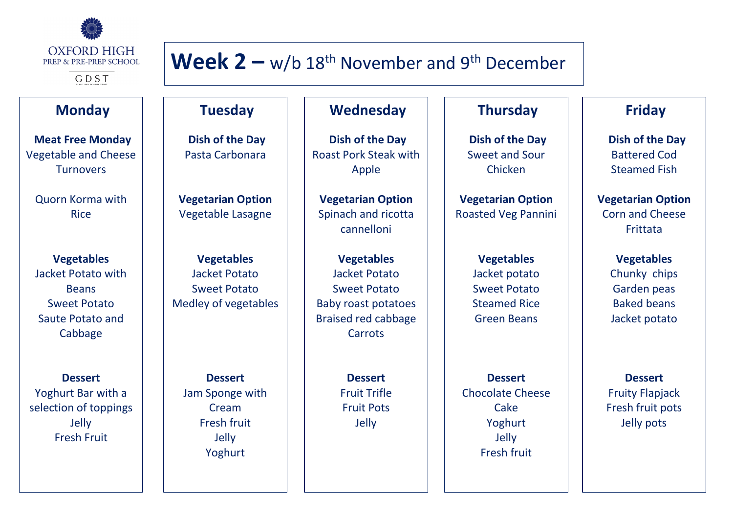OXFORD HIGH
PREP & PRE-PREP SCHOOL
GDST

# Week 2 – w/b 18th November and 9th December

| Monday | Tuesday | Wednesday | Thursday | Friday |
|---|---|---|---|---|
| **Meat Free Monday** | **Dish of the Day** | **Dish of the Day** | **Dish of the Day** | **Dish of the Day** |
| Vegetable and Cheese Turnovers | Pasta Carbonara | Roast Pork Steak with Apple | Sweet and Sour Chicken | Battered Cod<br>Steamed Fish |
| Quorn Korma with Rice | **Vegetarian Option** | **Vegetarian Option** | **Vegetarian Option** | **Vegetarian Option** |
| | Vegetable Lasagne | Spinach and ricotta cannelloni | Roasted Veg Pannini | Corn and Cheese Frittata |
| **Vegetables** | **Vegetables** | **Vegetables** | **Vegetables** | **Vegetables** |
| Jacket Potato with Beans<br>Sweet Potato<br>Saute Potato and Cabbage | Jacket Potato<br>Sweet Potato<br>Medley of vegetables | Jacket Potato<br>Sweet Potato<br>Baby roast potatoes<br>Braised red cabbage<br>Carrots | Jacket potato<br>Sweet Potato<br>Steamed Rice<br>Green Beans | Chunky chips<br>Garden peas<br>Baked beans<br>Jacket potato |
| **Dessert** | **Dessert** | **Dessert** | **Dessert** | **Dessert** |
| Yoghurt Bar with a selection of toppings<br>Jelly<br>Fresh Fruit | Jam Sponge with Cream<br>Fresh fruit<br>Jelly<br>Yoghurt | Fruit Trifle<br>Fruit Pots<br>Jelly | Chocolate Cheese Cake<br>Yoghurt<br>Jelly<br>Fresh fruit | Fruity Flapjack<br>Fresh fruit pots<br>Jelly pots |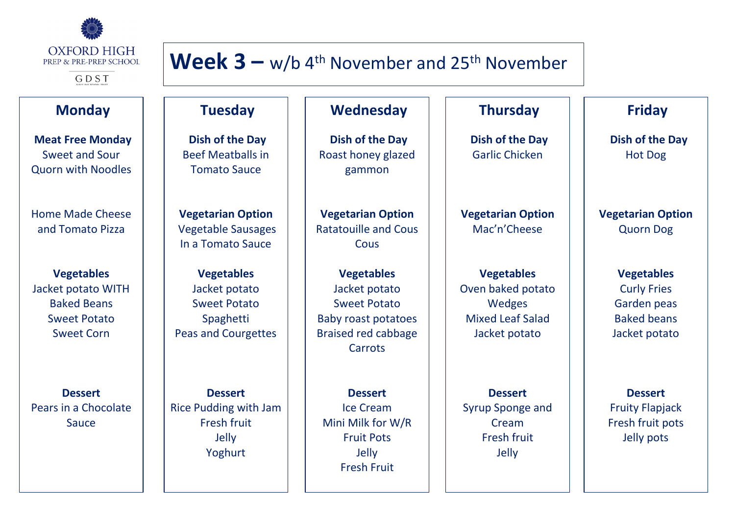OXFORD HIGH
PREP & PRE-PREP SCHOOL
GDST

# Week 3 – w/b 4th November and 25th November

| Monday | Tuesday | Wednesday | Thursday | Friday |
|---|---|---|---|---|
| **Meat Free Monday**<br>Sweet and Sour Quorn with Noodles | **Dish of the Day**<br>Beef Meatballs in Tomato Sauce | **Dish of the Day**<br>Roast honey glazed gammon | **Dish of the Day**<br>Garlic Chicken | **Dish of the Day**<br>Hot Dog |
| Home Made Cheese and Tomato Pizza | **Vegetarian Option**<br>Vegetable Sausages In a Tomato Sauce | **Vegetarian Option**<br>Ratatouille and Cous Cous | **Vegetarian Option**<br>Mac'n'Cheese | **Vegetarian Option**<br>Quorn Dog |
| **Vegetables**<br>Jacket potato WITH Baked Beans<br>Sweet Potato<br>Sweet Corn | **Vegetables**<br>Jacket potato<br>Sweet Potato<br>Spaghetti<br>Peas and Courgettes | **Vegetables**<br>Jacket potato<br>Sweet Potato<br>Baby roast potatoes<br>Braised red cabbage<br>Carrots | **Vegetables**<br>Oven baked potato Wedges<br>Mixed Leaf Salad<br>Jacket potato | **Vegetables**<br>Curly Fries<br>Garden peas<br>Baked beans<br>Jacket potato |
| **Dessert**<br>Pears in a Chocolate Sauce | **Dessert**<br>Rice Pudding with Jam<br>Fresh fruit<br>Jelly<br>Yoghurt | **Dessert**<br>Ice Cream<br>Mini Milk for W/R<br>Fruit Pots<br>Jelly<br>Fresh Fruit | **Dessert**<br>Syrup Sponge and Cream<br>Fresh fruit<br>Jelly | **Dessert**<br>Fruity Flapjack<br>Fresh fruit pots<br>Jelly pots |